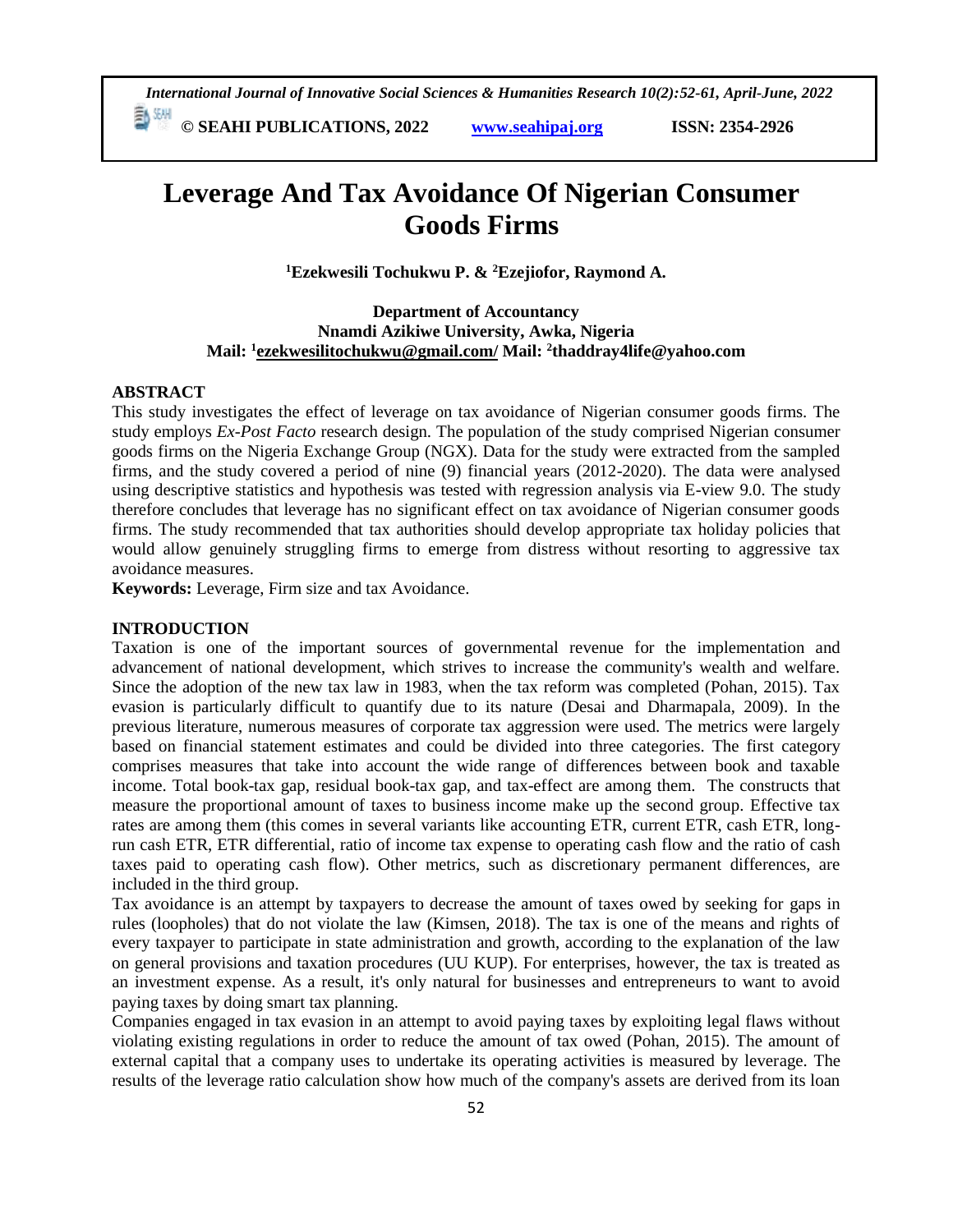# Leverage And Tax Avoidance Of Nigerian Consumer Goods Firms

**[1]Ezekwesili Tochukwu P. & [2]Ezejiofor, Raymond A.**

**Department of Accountancy**
**Nnamdi Azikiwe University, Awka, Nigeria**
**Mail: [1]ezekwesilitochukwu@gmail.com/ Mail: [2]thaddray4life@yahoo.com**

## ABSTRACT

This study investigates the effect of leverage on tax avoidance of Nigerian consumer goods firms. The study employs *Ex-Post Facto* research design. The population of the study comprised Nigerian consumer goods firms on the Nigeria Exchange Group (NGX). Data for the study were extracted from the sampled firms, and the study covered a period of nine (9) financial years (2012-2020). The data were analysed using descriptive statistics and hypothesis was tested with regression analysis via E-view 9.0. The study therefore concludes that leverage has no significant effect on tax avoidance of Nigerian consumer goods firms. The study recommended that tax authorities should develop appropriate tax holiday policies that would allow genuinely struggling firms to emerge from distress without resorting to aggressive tax avoidance measures.

**Keywords:** Leverage, Firm size and tax Avoidance.

## INTRODUCTION

Taxation is one of the important sources of governmental revenue for the implementation and advancement of national development, which strives to increase the community's wealth and welfare. Since the adoption of the new tax law in 1983, when the tax reform was completed (Pohan, 2015). Tax evasion is particularly difficult to quantify due to its nature (Desai and Dharmapala, 2009). In the previous literature, numerous measures of corporate tax aggression were used. The metrics were largely based on financial statement estimates and could be divided into three categories. The first category comprises measures that take into account the wide range of differences between book and taxable income. Total book-tax gap, residual book-tax gap, and tax-effect are among them. The constructs that measure the proportional amount of taxes to business income make up the second group. Effective tax rates are among them (this comes in several variants like accounting ETR, current ETR, cash ETR, long-run cash ETR, ETR differential, ratio of income tax expense to operating cash flow and the ratio of cash taxes paid to operating cash flow). Other metrics, such as discretionary permanent differences, are included in the third group.

Tax avoidance is an attempt by taxpayers to decrease the amount of taxes owed by seeking for gaps in rules (loopholes) that do not violate the law (Kimsen, 2018). The tax is one of the means and rights of every taxpayer to participate in state administration and growth, according to the explanation of the law on general provisions and taxation procedures (UU KUP). For enterprises, however, the tax is treated as an investment expense. As a result, it's only natural for businesses and entrepreneurs to want to avoid paying taxes by doing smart tax planning.

Companies engaged in tax evasion in an attempt to avoid paying taxes by exploiting legal flaws without violating existing regulations in order to reduce the amount of tax owed (Pohan, 2015). The amount of external capital that a company uses to undertake its operating activities is measured by leverage. The results of the leverage ratio calculation show how much of the company's assets are derived from its loan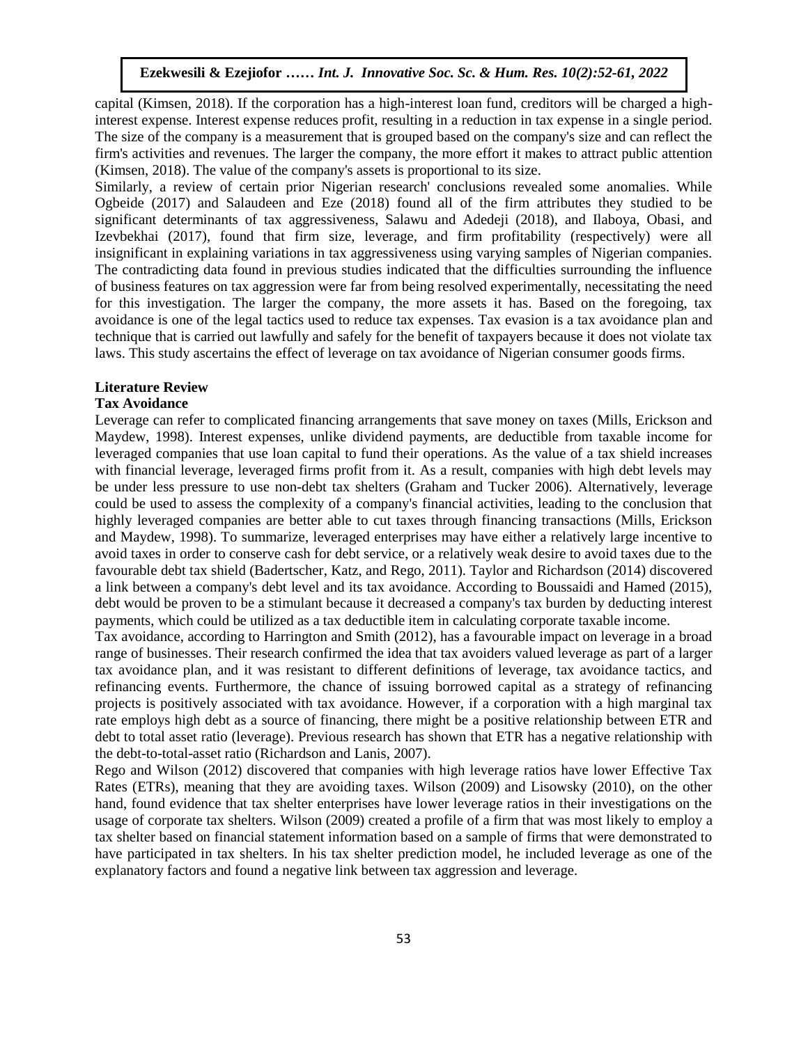capital (Kimsen, 2018). If the corporation has a high-interest loan fund, creditors will be charged a high-interest expense. Interest expense reduces profit, resulting in a reduction in tax expense in a single period. The size of the company is a measurement that is grouped based on the company's size and can reflect the firm's activities and revenues. The larger the company, the more effort it makes to attract public attention (Kimsen, 2018). The value of the company's assets is proportional to its size.

Similarly, a review of certain prior Nigerian research' conclusions revealed some anomalies. While Ogbeide (2017) and Salaudeen and Eze (2018) found all of the firm attributes they studied to be significant determinants of tax aggressiveness, Salawu and Adedeji (2018), and Ilaboya, Obasi, and Izevbekhai (2017), found that firm size, leverage, and firm profitability (respectively) were all insignificant in explaining variations in tax aggressiveness using varying samples of Nigerian companies. The contradicting data found in previous studies indicated that the difficulties surrounding the influence of business features on tax aggression were far from being resolved experimentally, necessitating the need for this investigation. The larger the company, the more assets it has. Based on the foregoing, tax avoidance is one of the legal tactics used to reduce tax expenses. Tax evasion is a tax avoidance plan and technique that is carried out lawfully and safely for the benefit of taxpayers because it does not violate tax laws. This study ascertains the effect of leverage on tax avoidance of Nigerian consumer goods firms.

## Literature Review

### Tax Avoidance

Leverage can refer to complicated financing arrangements that save money on taxes (Mills, Erickson and Maydew, 1998). Interest expenses, unlike dividend payments, are deductible from taxable income for leveraged companies that use loan capital to fund their operations. As the value of a tax shield increases with financial leverage, leveraged firms profit from it. As a result, companies with high debt levels may be under less pressure to use non-debt tax shelters (Graham and Tucker 2006). Alternatively, leverage could be used to assess the complexity of a company's financial activities, leading to the conclusion that highly leveraged companies are better able to cut taxes through financing transactions (Mills, Erickson and Maydew, 1998). To summarize, leveraged enterprises may have either a relatively large incentive to avoid taxes in order to conserve cash for debt service, or a relatively weak desire to avoid taxes due to the favourable debt tax shield (Badertscher, Katz, and Rego, 2011). Taylor and Richardson (2014) discovered a link between a company's debt level and its tax avoidance. According to Boussaidi and Hamed (2015), debt would be proven to be a stimulant because it decreased a company's tax burden by deducting interest payments, which could be utilized as a tax deductible item in calculating corporate taxable income.

Tax avoidance, according to Harrington and Smith (2012), has a favourable impact on leverage in a broad range of businesses. Their research confirmed the idea that tax avoiders valued leverage as part of a larger tax avoidance plan, and it was resistant to different definitions of leverage, tax avoidance tactics, and refinancing events. Furthermore, the chance of issuing borrowed capital as a strategy of refinancing projects is positively associated with tax avoidance. However, if a corporation with a high marginal tax rate employs high debt as a source of financing, there might be a positive relationship between ETR and debt to total asset ratio (leverage). Previous research has shown that ETR has a negative relationship with the debt-to-total-asset ratio (Richardson and Lanis, 2007).

Rego and Wilson (2012) discovered that companies with high leverage ratios have lower Effective Tax Rates (ETRs), meaning that they are avoiding taxes. Wilson (2009) and Lisowsky (2010), on the other hand, found evidence that tax shelter enterprises have lower leverage ratios in their investigations on the usage of corporate tax shelters. Wilson (2009) created a profile of a firm that was most likely to employ a tax shelter based on financial statement information based on a sample of firms that were demonstrated to have participated in tax shelters. In his tax shelter prediction model, he included leverage as one of the explanatory factors and found a negative link between tax aggression and leverage.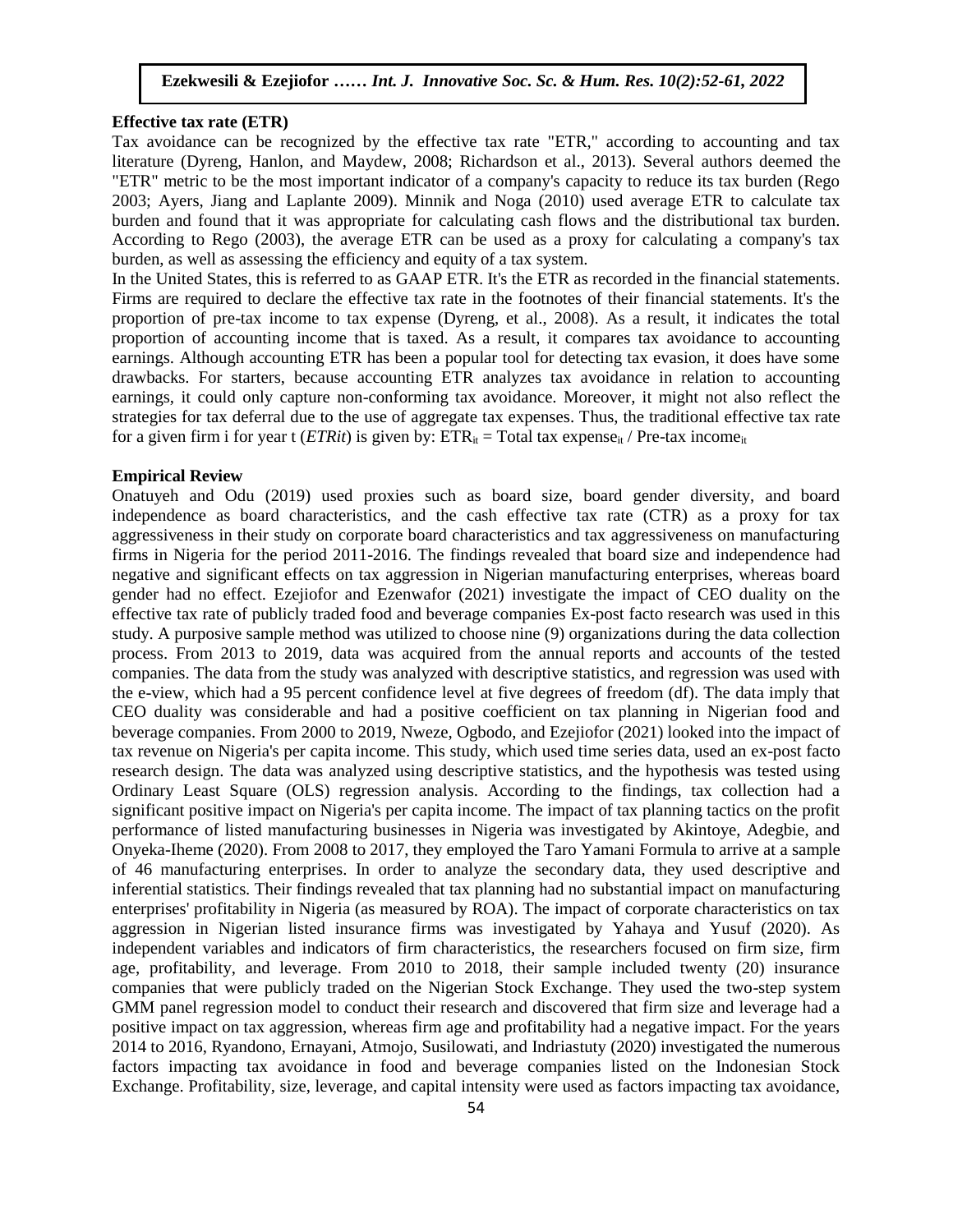**Effective tax rate (ETR)**

Tax avoidance can be recognized by the effective tax rate "ETR," according to accounting and tax literature (Dyreng, Hanlon, and Maydew, 2008; Richardson et al., 2013). Several authors deemed the "ETR" metric to be the most important indicator of a company's capacity to reduce its tax burden (Rego 2003; Ayers, Jiang and Laplante 2009). Minnik and Noga (2010) used average ETR to calculate tax burden and found that it was appropriate for calculating cash flows and the distributional tax burden. According to Rego (2003), the average ETR can be used as a proxy for calculating a company's tax burden, as well as assessing the efficiency and equity of a tax system.

In the United States, this is referred to as GAAP ETR. It's the ETR as recorded in the financial statements. Firms are required to declare the effective tax rate in the footnotes of their financial statements. It's the proportion of pre-tax income to tax expense (Dyreng, et al., 2008). As a result, it indicates the total proportion of accounting income that is taxed. As a result, it compares tax avoidance to accounting earnings. Although accounting ETR has been a popular tool for detecting tax evasion, it does have some drawbacks. For starters, because accounting ETR analyzes tax avoidance in relation to accounting earnings, it could only capture non-conforming tax avoidance. Moreover, it might not also reflect the strategies for tax deferral due to the use of aggregate tax expenses. Thus, the traditional effective tax rate for a given firm i for year t ($ETR_{it}$) is given by: $ETR_{it} = \text{Total tax expense}_{it} / \text{Pre-tax income}_{it}$

**Empirical Review**

Onatuyeh and Odu (2019) used proxies such as board size, board gender diversity, and board independence as board characteristics, and the cash effective tax rate (CTR) as a proxy for tax aggressiveness in their study on corporate board characteristics and tax aggressiveness on manufacturing firms in Nigeria for the period 2011-2016. The findings revealed that board size and independence had negative and significant effects on tax aggression in Nigerian manufacturing enterprises, whereas board gender had no effect. Ezejiofor and Ezenwafor (2021) investigate the impact of CEO duality on the effective tax rate of publicly traded food and beverage companies Ex-post facto research was used in this study. A purposive sample method was utilized to choose nine (9) organizations during the data collection process. From 2013 to 2019, data was acquired from the annual reports and accounts of the tested companies. The data from the study was analyzed with descriptive statistics, and regression was used with the e-view, which had a 95 percent confidence level at five degrees of freedom (df). The data imply that CEO duality was considerable and had a positive coefficient on tax planning in Nigerian food and beverage companies. From 2000 to 2019, Nweze, Ogbodo, and Ezejiofor (2021) looked into the impact of tax revenue on Nigeria's per capita income. This study, which used time series data, used an ex-post facto research design. The data was analyzed using descriptive statistics, and the hypothesis was tested using Ordinary Least Square (OLS) regression analysis. According to the findings, tax collection had a significant positive impact on Nigeria's per capita income. The impact of tax planning tactics on the profit performance of listed manufacturing businesses in Nigeria was investigated by Akintoye, Adegbie, and Onyeka-Iheme (2020). From 2008 to 2017, they employed the Taro Yamani Formula to arrive at a sample of 46 manufacturing enterprises. In order to analyze the secondary data, they used descriptive and inferential statistics. Their findings revealed that tax planning had no substantial impact on manufacturing enterprises' profitability in Nigeria (as measured by ROA). The impact of corporate characteristics on tax aggression in Nigerian listed insurance firms was investigated by Yahaya and Yusuf (2020). As independent variables and indicators of firm characteristics, the researchers focused on firm size, firm age, profitability, and leverage. From 2010 to 2018, their sample included twenty (20) insurance companies that were publicly traded on the Nigerian Stock Exchange. They used the two-step system GMM panel regression model to conduct their research and discovered that firm size and leverage had a positive impact on tax aggression, whereas firm age and profitability had a negative impact. For the years 2014 to 2016, Ryandono, Ernayani, Atmojo, Susilowati, and Indriastuty (2020) investigated the numerous factors impacting tax avoidance in food and beverage companies listed on the Indonesian Stock Exchange. Profitability, size, leverage, and capital intensity were used as factors impacting tax avoidance,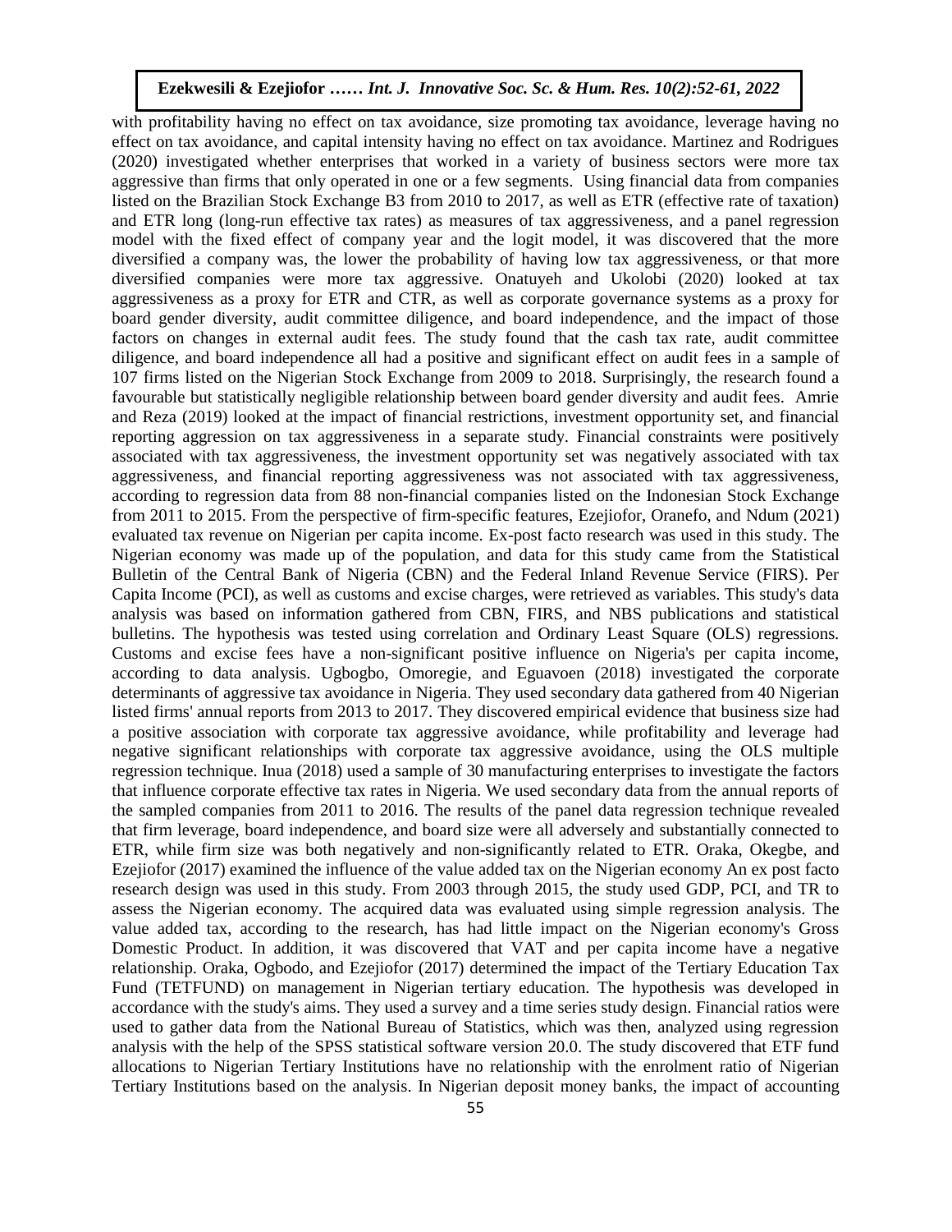with profitability having no effect on tax avoidance, size promoting tax avoidance, leverage having no effect on tax avoidance, and capital intensity having no effect on tax avoidance. Martinez and Rodrigues (2020) investigated whether enterprises that worked in a variety of business sectors were more tax aggressive than firms that only operated in one or a few segments. Using financial data from companies listed on the Brazilian Stock Exchange B3 from 2010 to 2017, as well as ETR (effective rate of taxation) and ETR long (long-run effective tax rates) as measures of tax aggressiveness, and a panel regression model with the fixed effect of company year and the logit model, it was discovered that the more diversified a company was, the lower the probability of having low tax aggressiveness, or that more diversified companies were more tax aggressive. Onatuyeh and Ukolobi (2020) looked at tax aggressiveness as a proxy for ETR and CTR, as well as corporate governance systems as a proxy for board gender diversity, audit committee diligence, and board independence, and the impact of those factors on changes in external audit fees. The study found that the cash tax rate, audit committee diligence, and board independence all had a positive and significant effect on audit fees in a sample of 107 firms listed on the Nigerian Stock Exchange from 2009 to 2018. Surprisingly, the research found a favourable but statistically negligible relationship between board gender diversity and audit fees. Amrie and Reza (2019) looked at the impact of financial restrictions, investment opportunity set, and financial reporting aggression on tax aggressiveness in a separate study. Financial constraints were positively associated with tax aggressiveness, the investment opportunity set was negatively associated with tax aggressiveness, and financial reporting aggressiveness was not associated with tax aggressiveness, according to regression data from 88 non-financial companies listed on the Indonesian Stock Exchange from 2011 to 2015. From the perspective of firm-specific features, Ezejiofor, Oranefo, and Ndum (2021) evaluated tax revenue on Nigerian per capita income. Ex-post facto research was used in this study. The Nigerian economy was made up of the population, and data for this study came from the Statistical Bulletin of the Central Bank of Nigeria (CBN) and the Federal Inland Revenue Service (FIRS). Per Capita Income (PCI), as well as customs and excise charges, were retrieved as variables. This study's data analysis was based on information gathered from CBN, FIRS, and NBS publications and statistical bulletins. The hypothesis was tested using correlation and Ordinary Least Square (OLS) regressions. Customs and excise fees have a non-significant positive influence on Nigeria's per capita income, according to data analysis. Ugbogbo, Omoregie, and Eguavoen (2018) investigated the corporate determinants of aggressive tax avoidance in Nigeria. They used secondary data gathered from 40 Nigerian listed firms' annual reports from 2013 to 2017. They discovered empirical evidence that business size had a positive association with corporate tax aggressive avoidance, while profitability and leverage had negative significant relationships with corporate tax aggressive avoidance, using the OLS multiple regression technique. Inua (2018) used a sample of 30 manufacturing enterprises to investigate the factors that influence corporate effective tax rates in Nigeria. We used secondary data from the annual reports of the sampled companies from 2011 to 2016. The results of the panel data regression technique revealed that firm leverage, board independence, and board size were all adversely and substantially connected to ETR, while firm size was both negatively and non-significantly related to ETR. Oraka, Okegbe, and Ezejiofor (2017) examined the influence of the value added tax on the Nigerian economy An ex post facto research design was used in this study. From 2003 through 2015, the study used GDP, PCI, and TR to assess the Nigerian economy. The acquired data was evaluated using simple regression analysis. The value added tax, according to the research, has had little impact on the Nigerian economy's Gross Domestic Product. In addition, it was discovered that VAT and per capita income have a negative relationship. Oraka, Ogbodo, and Ezejiofor (2017) determined the impact of the Tertiary Education Tax Fund (TETFUND) on management in Nigerian tertiary education. The hypothesis was developed in accordance with the study's aims. They used a survey and a time series study design. Financial ratios were used to gather data from the National Bureau of Statistics, which was then, analyzed using regression analysis with the help of the SPSS statistical software version 20.0. The study discovered that ETF fund allocations to Nigerian Tertiary Institutions have no relationship with the enrolment ratio of Nigerian Tertiary Institutions based on the analysis. In Nigerian deposit money banks, the impact of accounting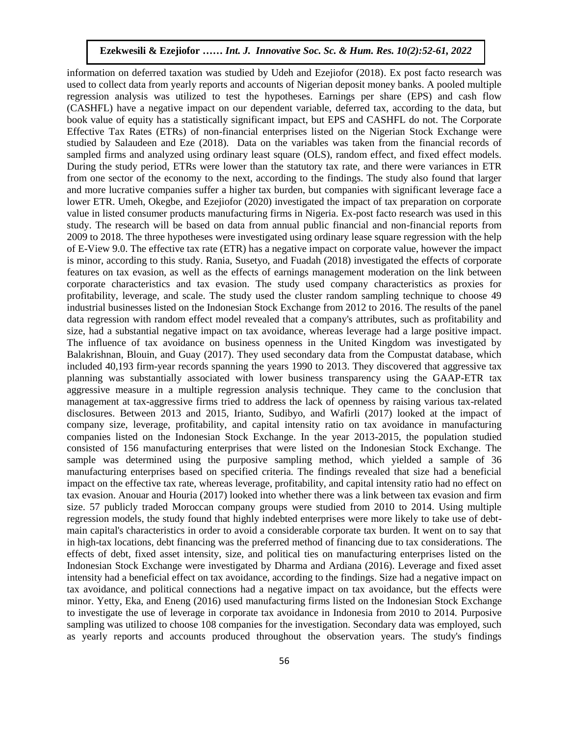information on deferred taxation was studied by Udeh and Ezejiofor (2018). Ex post facto research was used to collect data from yearly reports and accounts of Nigerian deposit money banks. A pooled multiple regression analysis was utilized to test the hypotheses. Earnings per share (EPS) and cash flow (CASHFL) have a negative impact on our dependent variable, deferred tax, according to the data, but book value of equity has a statistically significant impact, but EPS and CASHFL do not. The Corporate Effective Tax Rates (ETRs) of non-financial enterprises listed on the Nigerian Stock Exchange were studied by Salaudeen and Eze (2018). Data on the variables was taken from the financial records of sampled firms and analyzed using ordinary least square (OLS), random effect, and fixed effect models. During the study period, ETRs were lower than the statutory tax rate, and there were variances in ETR from one sector of the economy to the next, according to the findings. The study also found that larger and more lucrative companies suffer a higher tax burden, but companies with significant leverage face a lower ETR. Umeh, Okegbe, and Ezejiofor (2020) investigated the impact of tax preparation on corporate value in listed consumer products manufacturing firms in Nigeria. Ex-post facto research was used in this study. The research will be based on data from annual public financial and non-financial reports from 2009 to 2018. The three hypotheses were investigated using ordinary lease square regression with the help of E-View 9.0. The effective tax rate (ETR) has a negative impact on corporate value, however the impact is minor, according to this study. Rania, Susetyo, and Fuadah (2018) investigated the effects of corporate features on tax evasion, as well as the effects of earnings management moderation on the link between corporate characteristics and tax evasion. The study used company characteristics as proxies for profitability, leverage, and scale. The study used the cluster random sampling technique to choose 49 industrial businesses listed on the Indonesian Stock Exchange from 2012 to 2016. The results of the panel data regression with random effect model revealed that a company's attributes, such as profitability and size, had a substantial negative impact on tax avoidance, whereas leverage had a large positive impact. The influence of tax avoidance on business openness in the United Kingdom was investigated by Balakrishnan, Blouin, and Guay (2017). They used secondary data from the Compustat database, which included 40,193 firm-year records spanning the years 1990 to 2013. They discovered that aggressive tax planning was substantially associated with lower business transparency using the GAAP-ETR tax aggressive measure in a multiple regression analysis technique. They came to the conclusion that management at tax-aggressive firms tried to address the lack of openness by raising various tax-related disclosures. Between 2013 and 2015, Irianto, Sudibyo, and Wafirli (2017) looked at the impact of company size, leverage, profitability, and capital intensity ratio on tax avoidance in manufacturing companies listed on the Indonesian Stock Exchange. In the year 2013-2015, the population studied consisted of 156 manufacturing enterprises that were listed on the Indonesian Stock Exchange. The sample was determined using the purposive sampling method, which yielded a sample of 36 manufacturing enterprises based on specified criteria. The findings revealed that size had a beneficial impact on the effective tax rate, whereas leverage, profitability, and capital intensity ratio had no effect on tax evasion. Anouar and Houria (2017) looked into whether there was a link between tax evasion and firm size. 57 publicly traded Moroccan company groups were studied from 2010 to 2014. Using multiple regression models, the study found that highly indebted enterprises were more likely to take use of debt-main capital's characteristics in order to avoid a considerable corporate tax burden. It went on to say that in high-tax locations, debt financing was the preferred method of financing due to tax considerations. The effects of debt, fixed asset intensity, size, and political ties on manufacturing enterprises listed on the Indonesian Stock Exchange were investigated by Dharma and Ardiana (2016). Leverage and fixed asset intensity had a beneficial effect on tax avoidance, according to the findings. Size had a negative impact on tax avoidance, and political connections had a negative impact on tax avoidance, but the effects were minor. Yetty, Eka, and Eneng (2016) used manufacturing firms listed on the Indonesian Stock Exchange to investigate the use of leverage in corporate tax avoidance in Indonesia from 2010 to 2014. Purposive sampling was utilized to choose 108 companies for the investigation. Secondary data was employed, such as yearly reports and accounts produced throughout the observation years. The study's findings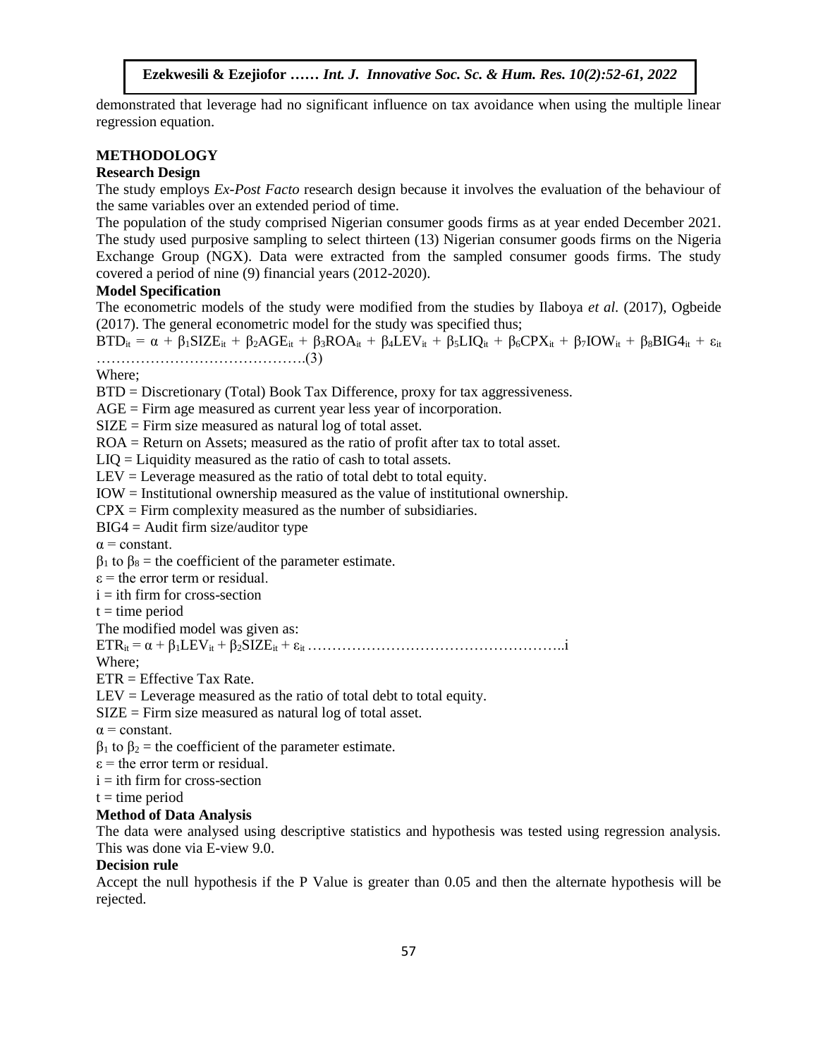demonstrated that leverage had no significant influence on tax avoidance when using the multiple linear regression equation.

## METHODOLOGY

### Research Design

The study employs *Ex-Post Facto* research design because it involves the evaluation of the behaviour of the same variables over an extended period of time.

The population of the study comprised Nigerian consumer goods firms as at year ended December 2021. The study used purposive sampling to select thirteen (13) Nigerian consumer goods firms on the Nigeria Exchange Group (NGX). Data were extracted from the sampled consumer goods firms. The study covered a period of nine (9) financial years (2012-2020).

### Model Specification

The econometric models of the study were modified from the studies by Ilaboya *et al.* (2017), Ogbeide (2017). The general econometric model for the study was specified thus;

$$BTD_{it} = \alpha + \beta_1 SIZE_{it} + \beta_2 AGE_{it} + \beta_3 ROA_{it} + \beta_4 LEV_{it} + \beta_5 LIQ_{it} + \beta_6 CPX_{it} + \beta_7 IOW_{it} + \beta_8 BIG4_{it} + \varepsilon_{it} \quad \text{……………………………………….(3)}$$

Where;

BTD = Discretionary (Total) Book Tax Difference, proxy for tax aggressiveness.

AGE = Firm age measured as current year less year of incorporation.

SIZE = Firm size measured as natural log of total asset.

ROA = Return on Assets; measured as the ratio of profit after tax to total asset.

LIQ = Liquidity measured as the ratio of cash to total assets.

LEV = Leverage measured as the ratio of total debt to total equity.

IOW = Institutional ownership measured as the value of institutional ownership.

CPX = Firm complexity measured as the number of subsidiaries.

BIG4 = Audit firm size/auditor type

$\alpha$ = constant.

$\beta_1$ to $\beta_8$ = the coefficient of the parameter estimate.

$\varepsilon$ = the error term or residual.

i = ith firm for cross-section

t = time period

The modified model was given as:

$$ETR_{it} = \alpha + \beta_1 LEV_{it} + \beta_2 SIZE_{it} + \varepsilon_{it} \quad \text{……………………………………………..i}$$

Where;

ETR = Effective Tax Rate.

LEV = Leverage measured as the ratio of total debt to total equity.

SIZE = Firm size measured as natural log of total asset.

$\alpha$ = constant.

$\beta_1$ to $\beta_2$ = the coefficient of the parameter estimate.

$\varepsilon$ = the error term or residual.

i = ith firm for cross-section

t = time period

### Method of Data Analysis

The data were analysed using descriptive statistics and hypothesis was tested using regression analysis. This was done via E-view 9.0.

### Decision rule

Accept the null hypothesis if the P Value is greater than 0.05 and then the alternate hypothesis will be rejected.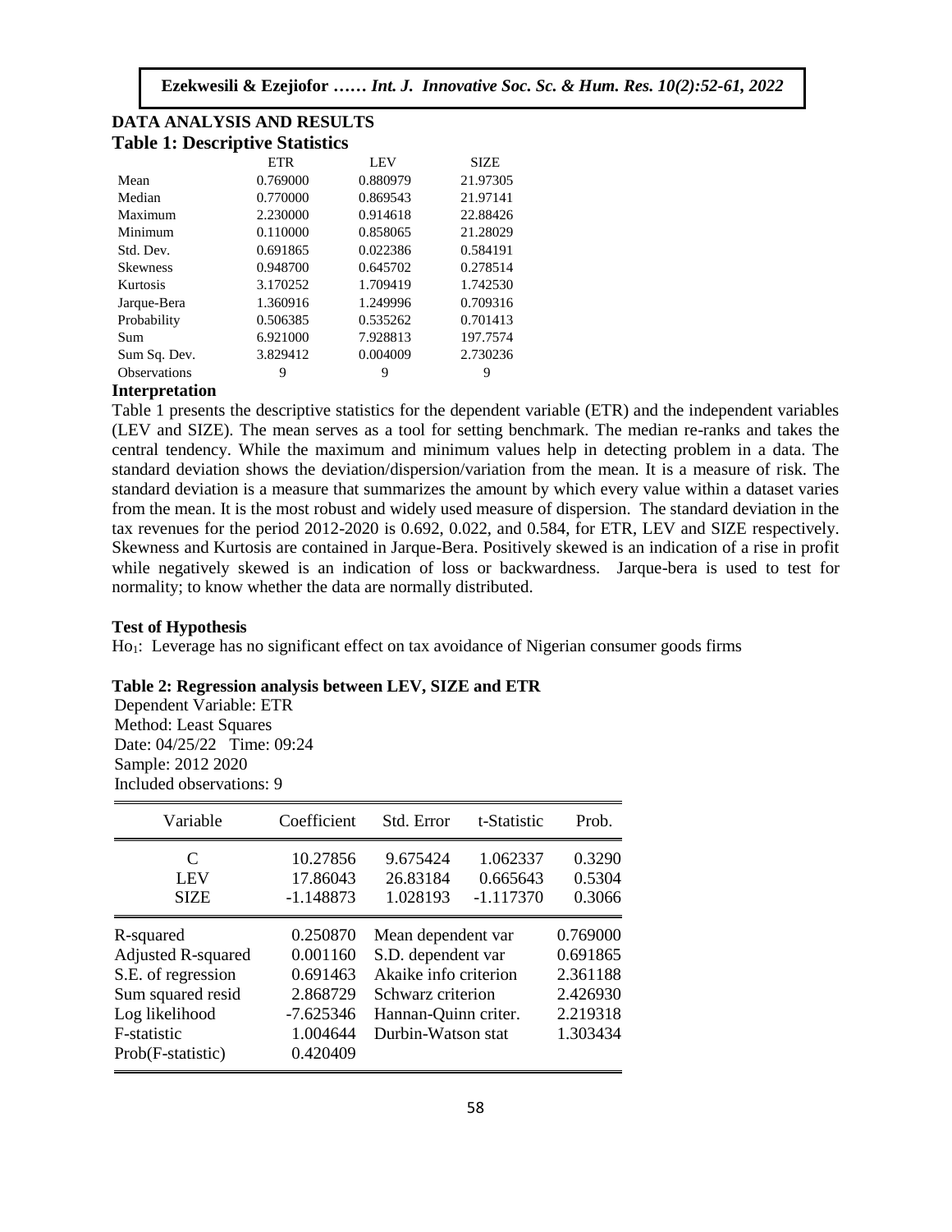## DATA ANALYSIS AND RESULTS

### Table 1: Descriptive Statistics

| | ETR | LEV | SIZE |
|---|---|---|---|
| Mean | 0.769000 | 0.880979 | 21.97305 |
| Median | 0.770000 | 0.869543 | 21.97141 |
| Maximum | 2.230000 | 0.914618 | 22.88426 |
| Minimum | 0.110000 | 0.858065 | 21.28029 |
| Std. Dev. | 0.691865 | 0.022386 | 0.584191 |
| Skewness | 0.948700 | 0.645702 | 0.278514 |
| Kurtosis | 3.170252 | 1.709419 | 1.742530 |
| Jarque-Bera | 1.360916 | 1.249996 | 0.709316 |
| Probability | 0.506385 | 0.535262 | 0.701413 |
| Sum | 6.921000 | 7.928813 | 197.7574 |
| Sum Sq. Dev. | 3.829412 | 0.004009 | 2.730236 |
| Observations | 9 | 9 | 9 |

**Interpretation**

Table 1 presents the descriptive statistics for the dependent variable (ETR) and the independent variables (LEV and SIZE). The mean serves as a tool for setting benchmark. The median re-ranks and takes the central tendency. While the maximum and minimum values help in detecting problem in a data. The standard deviation shows the deviation/dispersion/variation from the mean. It is a measure of risk. The standard deviation is a measure that summarizes the amount by which every value within a dataset varies from the mean. It is the most robust and widely used measure of dispersion. The standard deviation in the tax revenues for the period 2012-2020 is 0.692, 0.022, and 0.584, for ETR, LEV and SIZE respectively. Skewness and Kurtosis are contained in Jarque-Bera. Positively skewed is an indication of a rise in profit while negatively skewed is an indication of loss or backwardness. Jarque-bera is used to test for normality; to know whether the data are normally distributed.

**Test of Hypothesis**

$Ho_1$: Leverage has no significant effect on tax avoidance of Nigerian consumer goods firms

**Table 2: Regression analysis between LEV, SIZE and ETR**

Dependent Variable: ETR
Method: Least Squares
Date: 04/25/22 Time: 09:24
Sample: 2012 2020
Included observations: 9

| Variable | Coefficient | Std. Error | t-Statistic | Prob. |
|---|---|---|---|---|
| C | 10.27856 | 9.675424 | 1.062337 | 0.3290 |
| LEV | 17.86043 | 26.83184 | 0.665643 | 0.5304 |
| SIZE | -1.148873 | 1.028193 | -1.117370 | 0.3066 |

| | | | |
|---|---|---|---|
| R-squared | 0.250870 | Mean dependent var | 0.769000 |
| Adjusted R-squared | 0.001160 | S.D. dependent var | 0.691865 |
| S.E. of regression | 0.691463 | Akaike info criterion | 2.361188 |
| Sum squared resid | 2.868729 | Schwarz criterion | 2.426930 |
| Log likelihood | -7.625346 | Hannan-Quinn criter. | 2.219318 |
| F-statistic | 1.004644 | Durbin-Watson stat | 1.303434 |
| Prob(F-statistic) | 0.420409 | | |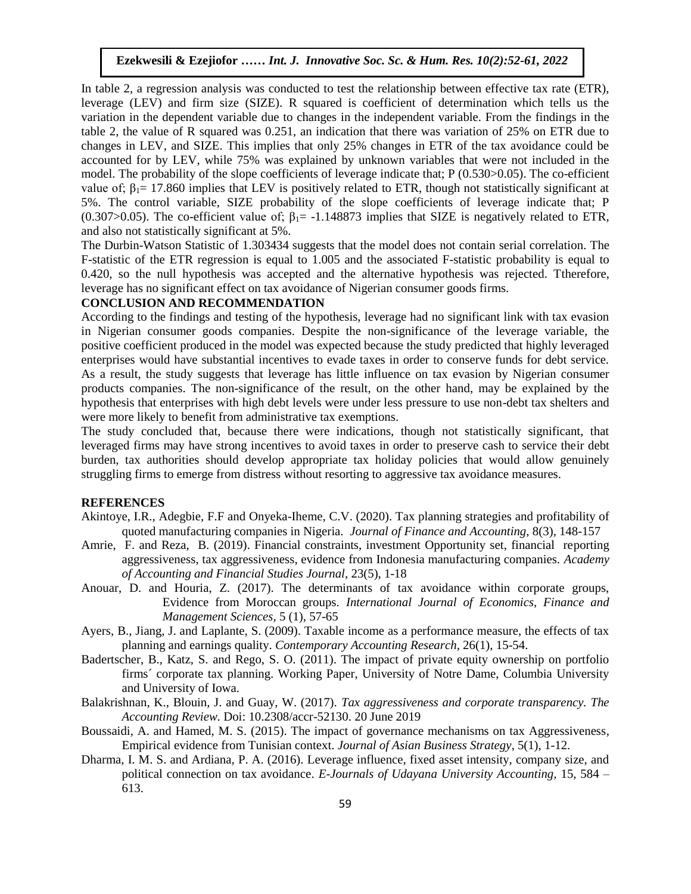In table 2, a regression analysis was conducted to test the relationship between effective tax rate (ETR), leverage (LEV) and firm size (SIZE). R squared is coefficient of determination which tells us the variation in the dependent variable due to changes in the independent variable. From the findings in the table 2, the value of R squared was 0.251, an indication that there was variation of 25% on ETR due to changes in LEV, and SIZE. This implies that only 25% changes in ETR of the tax avoidance could be accounted for by LEV, while 75% was explained by unknown variables that were not included in the model. The probability of the slope coefficients of leverage indicate that; P (0.530>0.05). The co-efficient value of; $\beta_1$= 17.860 implies that LEV is positively related to ETR, though not statistically significant at 5%. The control variable, SIZE probability of the slope coefficients of leverage indicate that; P (0.307>0.05). The co-efficient value of; $\beta_1$= -1.148873 implies that SIZE is negatively related to ETR, and also not statistically significant at 5%.

The Durbin-Watson Statistic of 1.303434 suggests that the model does not contain serial correlation. The F-statistic of the ETR regression is equal to 1.005 and the associated F-statistic probability is equal to 0.420, so the null hypothesis was accepted and the alternative hypothesis was rejected. Ttherefore, leverage has no significant effect on tax avoidance of Nigerian consumer goods firms.

## CONCLUSION AND RECOMMENDATION

According to the findings and testing of the hypothesis, leverage had no significant link with tax evasion in Nigerian consumer goods companies. Despite the non-significance of the leverage variable, the positive coefficient produced in the model was expected because the study predicted that highly leveraged enterprises would have substantial incentives to evade taxes in order to conserve funds for debt service. As a result, the study suggests that leverage has little influence on tax evasion by Nigerian consumer products companies. The non-significance of the result, on the other hand, may be explained by the hypothesis that enterprises with high debt levels were under less pressure to use non-debt tax shelters and were more likely to benefit from administrative tax exemptions.

The study concluded that, because there were indications, though not statistically significant, that leveraged firms may have strong incentives to avoid taxes in order to preserve cash to service their debt burden, tax authorities should develop appropriate tax holiday policies that would allow genuinely struggling firms to emerge from distress without resorting to aggressive tax avoidance measures.

## REFERENCES

Akintoye, I.R., Adegbie, F.F and Onyeka-Iheme, C.V. (2020). Tax planning strategies and profitability of quoted manufacturing companies in Nigeria. *Journal of Finance and Accounting,* 8(3), 148-157

Amrie, F. and Reza, B. (2019). Financial constraints, investment Opportunity set, financial reporting aggressiveness, tax aggressiveness, evidence from Indonesia manufacturing companies. *Academy of Accounting and Financial Studies Journal*, 23(5), 1-18

Anouar, D. and Houria, Z. (2017). The determinants of tax avoidance within corporate groups, Evidence from Moroccan groups. *International Journal of Economics, Finance and Management Sciences,* 5 (1), 57-65

Ayers, B., Jiang, J. and Laplante, S. (2009). Taxable income as a performance measure, the effects of tax planning and earnings quality. *Contemporary Accounting Research,* 26(1), 15-54.

Badertscher, B., Katz, S. and Rego, S. O. (2011). The impact of private equity ownership on portfolio firms´ corporate tax planning. Working Paper, University of Notre Dame, Columbia University and University of Iowa.

Balakrishnan, K., Blouin, J. and Guay, W. (2017). *Tax aggressiveness and corporate transparency. The Accounting Review.* Doi: 10.2308/accr-52130. 20 June 2019

Boussaidi, A. and Hamed, M. S. (2015). The impact of governance mechanisms on tax Aggressiveness, Empirical evidence from Tunisian context. *Journal of Asian Business Strategy*, 5(1), 1-12.

Dharma, I. M. S. and Ardiana, P. A. (2016). Leverage influence, fixed asset intensity, company size, and political connection on tax avoidance. *E-Journals of Udayana University Accounting,* 15, 584 – 613.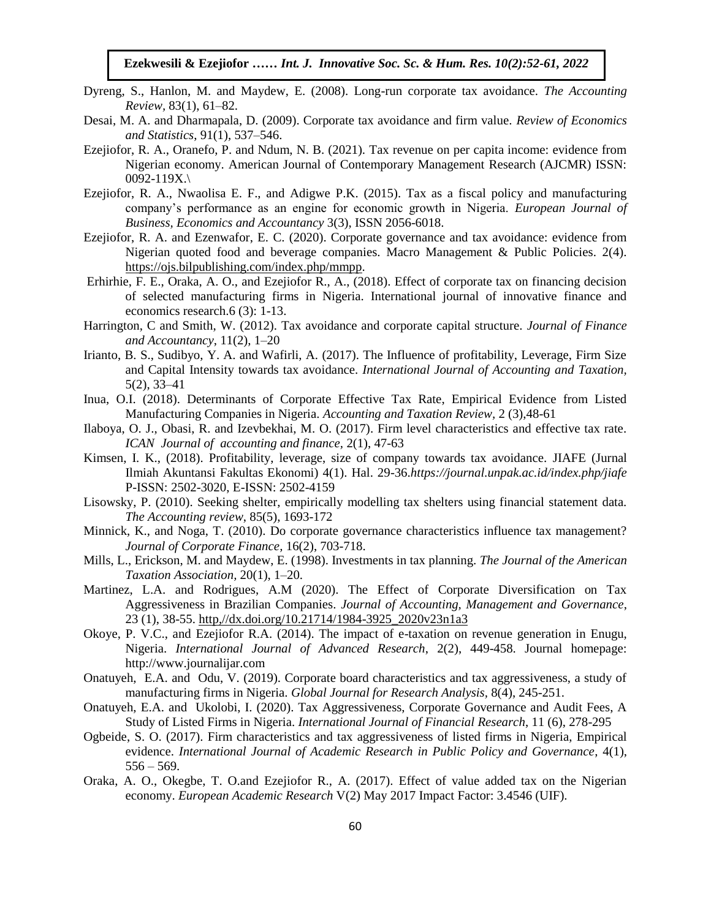Dyreng, S., Hanlon, M. and Maydew, E. (2008). Long-run corporate tax avoidance. *The Accounting Review*, 83(1), 61–82.

Desai, M. A. and Dharmapala, D. (2009). Corporate tax avoidance and firm value. *Review of Economics and Statistics*, 91(1), 537–546.

Ezejiofor, R. A., Oranefo, P. and Ndum, N. B. (2021). Tax revenue on per capita income: evidence from Nigerian economy. American Journal of Contemporary Management Research (AJCMR) ISSN: 0092-119X.\

Ezejiofor, R. A., Nwaolisa E. F., and Adigwe P.K. (2015). Tax as a fiscal policy and manufacturing company's performance as an engine for economic growth in Nigeria. *European Journal of Business, Economics and Accountancy* 3(3), ISSN 2056-6018.

Ezejiofor, R. A. and Ezenwafor, E. C. (2020). Corporate governance and tax avoidance: evidence from Nigerian quoted food and beverage companies. Macro Management & Public Policies. 2(4). https://ojs.bilpublishing.com/index.php/mmpp.

Erhirhie, F. E., Oraka, A. O., and Ezejiofor R., A., (2018). Effect of corporate tax on financing decision of selected manufacturing firms in Nigeria. International journal of innovative finance and economics research.6 (3): 1-13.

Harrington, C and Smith, W. (2012). Tax avoidance and corporate capital structure. *Journal of Finance and Accountancy*, 11(2), 1–20

Irianto, B. S., Sudibyo, Y. A. and Wafirli, A. (2017). The Influence of profitability, Leverage, Firm Size and Capital Intensity towards tax avoidance. *International Journal of Accounting and Taxation,* 5(2), 33–41

Inua, O.I. (2018). Determinants of Corporate Effective Tax Rate, Empirical Evidence from Listed Manufacturing Companies in Nigeria. *Accounting and Taxation Review*, 2 (3),48-61

Ilaboya, O. J., Obasi, R. and Izevbekhai, M. O. (2017). Firm level characteristics and effective tax rate. *ICAN Journal of accounting and finance*, 2(1), 47-63

Kimsen, I. K., (2018). Profitability, leverage, size of company towards tax avoidance. JIAFE (Jurnal Ilmiah Akuntansi Fakultas Ekonomi) 4(1). Hal. 29-36.*https://journal.unpak.ac.id/index.php/jiafe* P-ISSN: 2502-3020, E-ISSN: 2502-4159

Lisowsky, P. (2010). Seeking shelter, empirically modelling tax shelters using financial statement data. *The Accounting review*, 85(5), 1693-172

Minnick, K., and Noga, T. (2010). Do corporate governance characteristics influence tax management? *Journal of Corporate Finance*, 16(2), 703-718.

Mills, L., Erickson, M. and Maydew, E. (1998). Investments in tax planning. *The Journal of the American Taxation Association,* 20(1), 1–20.

Martinez, L.A. and Rodrigues, A.M (2020). The Effect of Corporate Diversification on Tax Aggressiveness in Brazilian Companies. *Journal of Accounting, Management and Governance*, 23 (1), 38-55. http,//dx.doi.org/10.21714/1984-3925_2020v23n1a3

Okoye, P. V.C., and Ezejiofor R.A. (2014). The impact of e-taxation on revenue generation in Enugu, Nigeria. *International Journal of Advanced Research*, 2(2), 449-458. Journal homepage: http://www.journalijar.com

Onatuyeh, E.A. and Odu, V. (2019). Corporate board characteristics and tax aggressiveness, a study of manufacturing firms in Nigeria. *Global Journal for Research Analysis,* 8(4), 245-251.

Onatuyeh, E.A. and Ukolobi, I. (2020). Tax Aggressiveness, Corporate Governance and Audit Fees, A Study of Listed Firms in Nigeria. *International Journal of Financial Research*, 11 (6), 278-295

Ogbeide, S. O. (2017). Firm characteristics and tax aggressiveness of listed firms in Nigeria, Empirical evidence. *International Journal of Academic Research in Public Policy and Governance*, 4(1), 556 – 569.

Oraka, A. O., Okegbe, T. O.and Ezejiofor R., A. (2017). Effect of value added tax on the Nigerian economy. *European Academic Research* V(2) May 2017 Impact Factor: 3.4546 (UIF).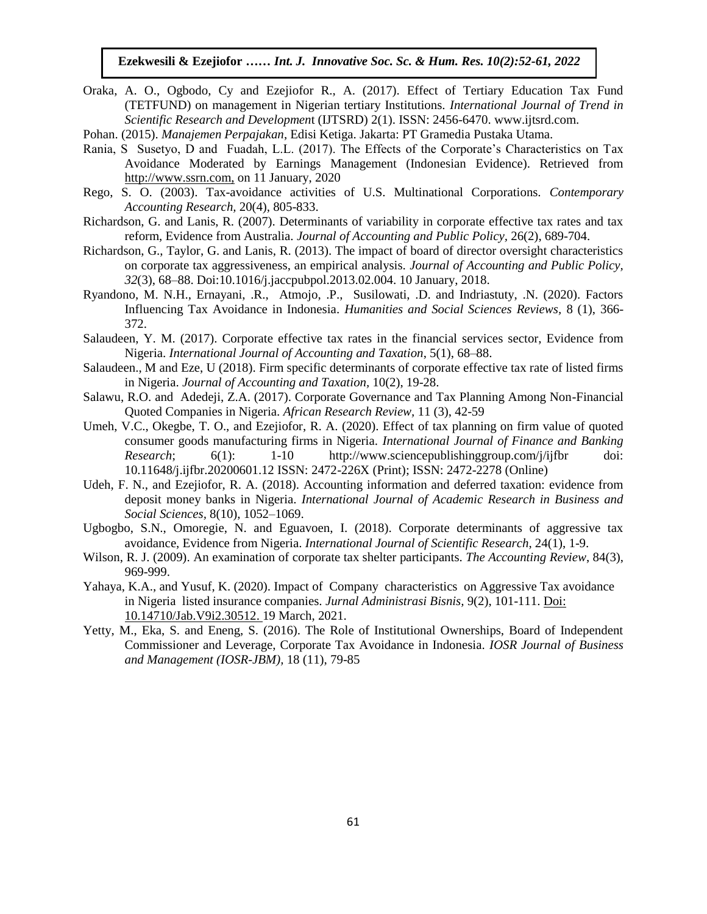Oraka, A. O., Ogbodo, Cy and Ezejiofor R., A. (2017). Effect of Tertiary Education Tax Fund (TETFUND) on management in Nigerian tertiary Institutions. *International Journal of Trend in Scientific Research and Developmen*t (IJTSRD) 2(1). ISSN: 2456-6470. www.ijtsrd.com.

Pohan. (2015). *Manajemen Perpajakan*, Edisi Ketiga. Jakarta: PT Gramedia Pustaka Utama.

Rania, S Susetyo, D and Fuadah, L.L. (2017). The Effects of the Corporate's Characteristics on Tax Avoidance Moderated by Earnings Management (Indonesian Evidence). Retrieved from http://www.ssrn.com, on 11 January, 2020

Rego, S. O. (2003). Tax-avoidance activities of U.S. Multinational Corporations. *Contemporary Accounting Research,* 20(4), 805-833.

Richardson, G. and Lanis, R. (2007). Determinants of variability in corporate effective tax rates and tax reform, Evidence from Australia. *Journal of Accounting and Public Policy,* 26(2), 689-704.

Richardson, G., Taylor, G. and Lanis, R. (2013). The impact of board of director oversight characteristics on corporate tax aggressiveness, an empirical analysis. *Journal of Accounting and Public Policy, 32*(3), 68–88. Doi:10.1016/j.jaccpubpol.2013.02.004. 10 January, 2018.

Ryandono, M. N.H., Ernayani, .R., Atmojo, .P., Susilowati, .D. and Indriastuty, .N. (2020). Factors Influencing Tax Avoidance in Indonesia. *Humanities and Social Sciences Reviews,* 8 (1), 366-372.

Salaudeen, Y. M. (2017). Corporate effective tax rates in the financial services sector, Evidence from Nigeria. *International Journal of Accounting and Taxation*, 5(1), 68–88.

Salaudeen., M and Eze, U (2018). Firm specific determinants of corporate effective tax rate of listed firms in Nigeria. *Journal of Accounting and Taxation,* 10(2), 19-28.

Salawu, R.O. and Adedeji, Z.A. (2017). Corporate Governance and Tax Planning Among Non-Financial Quoted Companies in Nigeria. *African Research Review*, 11 (3), 42-59

Umeh, V.C., Okegbe, T. O., and Ezejiofor, R. A. (2020). Effect of tax planning on firm value of quoted consumer goods manufacturing firms in Nigeria. *International Journal of Finance and Banking Research*; 6(1): 1-10 http://www.sciencepublishinggroup.com/j/ijfbr doi: 10.11648/j.ijfbr.20200601.12 ISSN: 2472-226X (Print); ISSN: 2472-2278 (Online)

Udeh, F. N., and Ezejiofor, R. A. (2018). Accounting information and deferred taxation: evidence from deposit money banks in Nigeria. *International Journal of Academic Research in Business and Social Sciences,* 8(10), 1052–1069.

Ugbogbo, S.N., Omoregie, N. and Eguavoen, I. (2018). Corporate determinants of aggressive tax avoidance, Evidence from Nigeria. *International Journal of Scientific Research*, 24(1), 1-9.

Wilson, R. J. (2009). An examination of corporate tax shelter participants. *The Accounting Review*, 84(3), 969-999.

Yahaya, K.A., and Yusuf, K. (2020). Impact of Company characteristics on Aggressive Tax avoidance in Nigeria listed insurance companies. *Jurnal Administrasi Bisnis,* 9(2), 101-111. Doi: 10.14710/Jab.V9i2.30512. 19 March, 2021.

Yetty, M., Eka, S. and Eneng, S. (2016). The Role of Institutional Ownerships, Board of Independent Commissioner and Leverage, Corporate Tax Avoidance in Indonesia. *IOSR Journal of Business and Management (IOSR-JBM),* 18 (11), 79-85